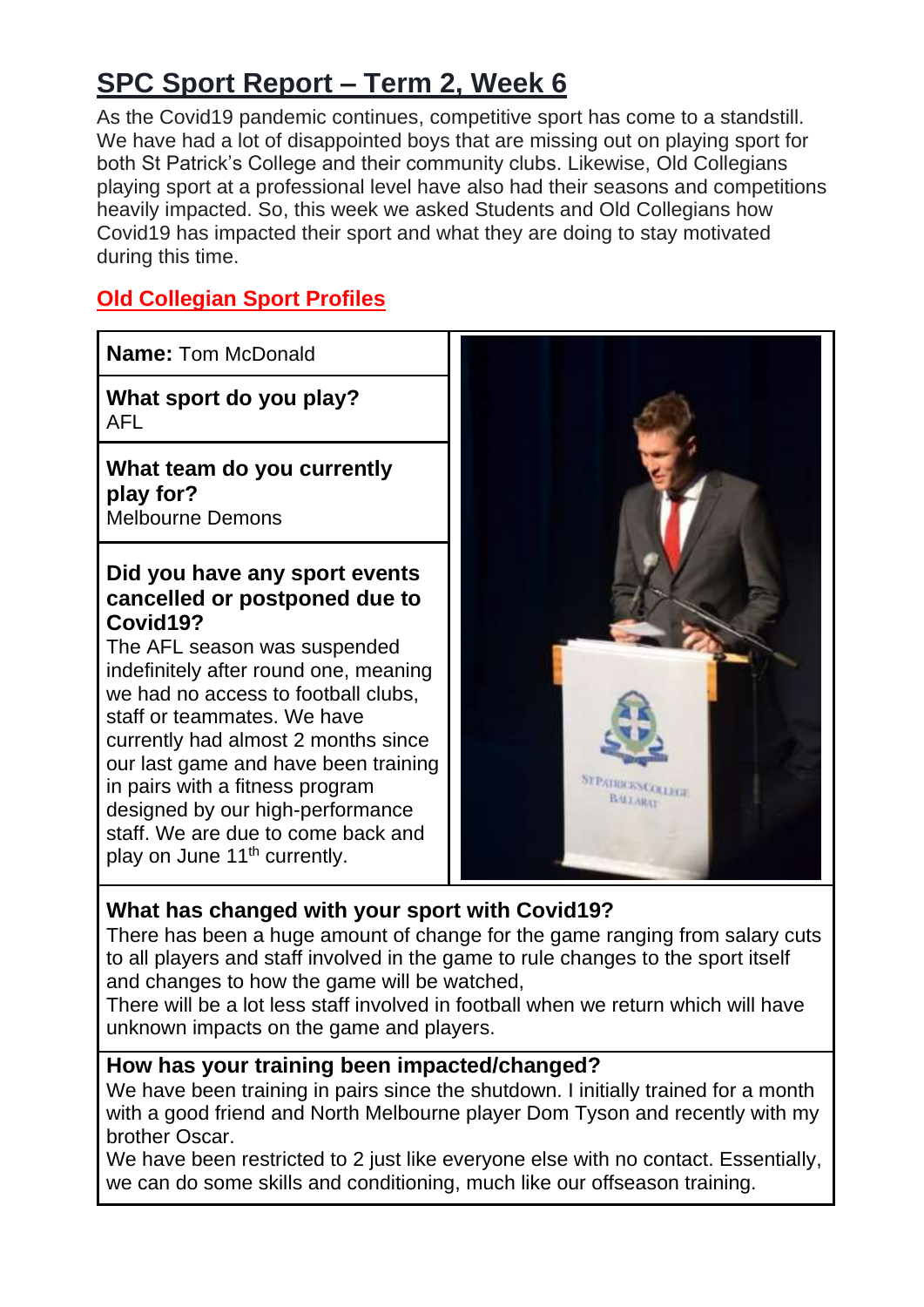# SPC Sport Report – Term 2, Week 6

As the Covid19 pandemic continues, competitive sport has come to a standstill. We have had a lot of disappointed boys that are missing out on playing sport for both St Patrick's College and their community clubs. Likewise, Old Collegians playing sport at a professional level have also had their seasons and competitions heavily impacted. So, this week we asked Students and Old Collegians how Covid19 has impacted their sport and what they are doing to stay motivated during this time.

## Old Collegian Sport Profiles

**Name:** Tom McDonald

**What sport do you play?**
AFL

**What team do you currently play for?**
Melbourne Demons

**Did you have any sport events cancelled or postponed due to Covid19?**
The AFL season was suspended indefinitely after round one, meaning we had no access to football clubs, staff or teammates. We have currently had almost 2 months since our last game and have been training in pairs with a fitness program designed by our high-performance staff. We are due to come back and play on June 11th currently.

**What has changed with your sport with Covid19?**
There has been a huge amount of change for the game ranging from salary cuts to all players and staff involved in the game to rule changes to the sport itself and changes to how the game will be watched,
There will be a lot less staff involved in football when we return which will have unknown impacts on the game and players.

**How has your training been impacted/changed?**
We have been training in pairs since the shutdown. I initially trained for a month with a good friend and North Melbourne player Dom Tyson and recently with my brother Oscar.
We have been restricted to 2 just like everyone else with no contact. Essentially, we can do some skills and conditioning, much like our offseason training.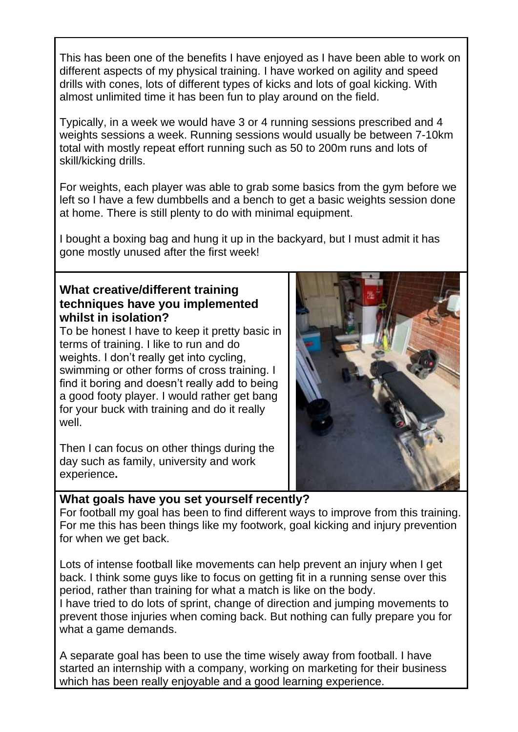This has been one of the benefits I have enjoyed as I have been able to work on different aspects of my physical training. I have worked on agility and speed drills with cones, lots of different types of kicks and lots of goal kicking. With almost unlimited time it has been fun to play around on the field.

Typically, in a week we would have 3 or 4 running sessions prescribed and 4 weights sessions a week. Running sessions would usually be between 7-10km total with mostly repeat effort running such as 50 to 200m runs and lots of skill/kicking drills.

For weights, each player was able to grab some basics from the gym before we left so I have a few dumbbells and a bench to get a basic weights session done at home. There is still plenty to do with minimal equipment.

I bought a boxing bag and hung it up in the backyard, but I must admit it has gone mostly unused after the first week!

**What creative/different training techniques have you implemented whilst in isolation?**

To be honest I have to keep it pretty basic in terms of training. I like to run and do weights. I don't really get into cycling, swimming or other forms of cross training. I find it boring and doesn't really add to being a good footy player. I would rather get bang for your buck with training and do it really well.

Then I can focus on other things during the day such as family, university and work experience**.**

**What goals have you set yourself recently?**

For football my goal has been to find different ways to improve from this training. For me this has been things like my footwork, goal kicking and injury prevention for when we get back.

Lots of intense football like movements can help prevent an injury when I get back. I think some guys like to focus on getting fit in a running sense over this period, rather than training for what a match is like on the body.
I have tried to do lots of sprint, change of direction and jumping movements to prevent those injuries when coming back. But nothing can fully prepare you for what a game demands.

A separate goal has been to use the time wisely away from football. I have started an internship with a company, working on marketing for their business which has been really enjoyable and a good learning experience.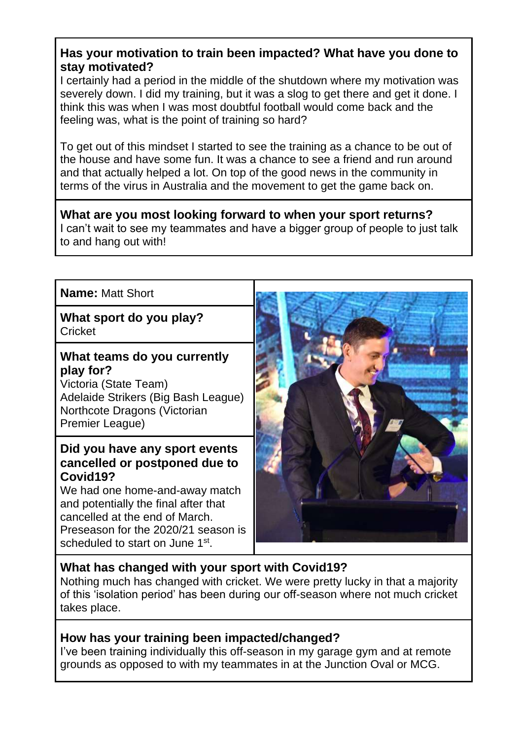**Has your motivation to train been impacted? What have you done to stay motivated?**

I certainly had a period in the middle of the shutdown where my motivation was severely down. I did my training, but it was a slog to get there and get it done. I think this was when I was most doubtful football would come back and the feeling was, what is the point of training so hard?

To get out of this mindset I started to see the training as a chance to be out of the house and have some fun. It was a chance to see a friend and run around and that actually helped a lot. On top of the good news in the community in terms of the virus in Australia and the movement to get the game back on.

**What are you most looking forward to when your sport returns?**

I can't wait to see my teammates and have a bigger group of people to just talk to and hang out with!

---

**Name:** Matt Short

**What sport do you play?**

Cricket

**What teams do you currently play for?**

Victoria (State Team)
Adelaide Strikers (Big Bash League)
Northcote Dragons (Victorian Premier League)

**Did you have any sport events cancelled or postponed due to Covid19?**

We had one home-and-away match and potentially the final after that cancelled at the end of March. Preseason for the 2020/21 season is scheduled to start on June 1st.

**What has changed with your sport with Covid19?**

Nothing much has changed with cricket. We were pretty lucky in that a majority of this 'isolation period' has been during our off-season where not much cricket takes place.

**How has your training been impacted/changed?**

I've been training individually this off-season in my garage gym and at remote grounds as opposed to with my teammates in at the Junction Oval or MCG.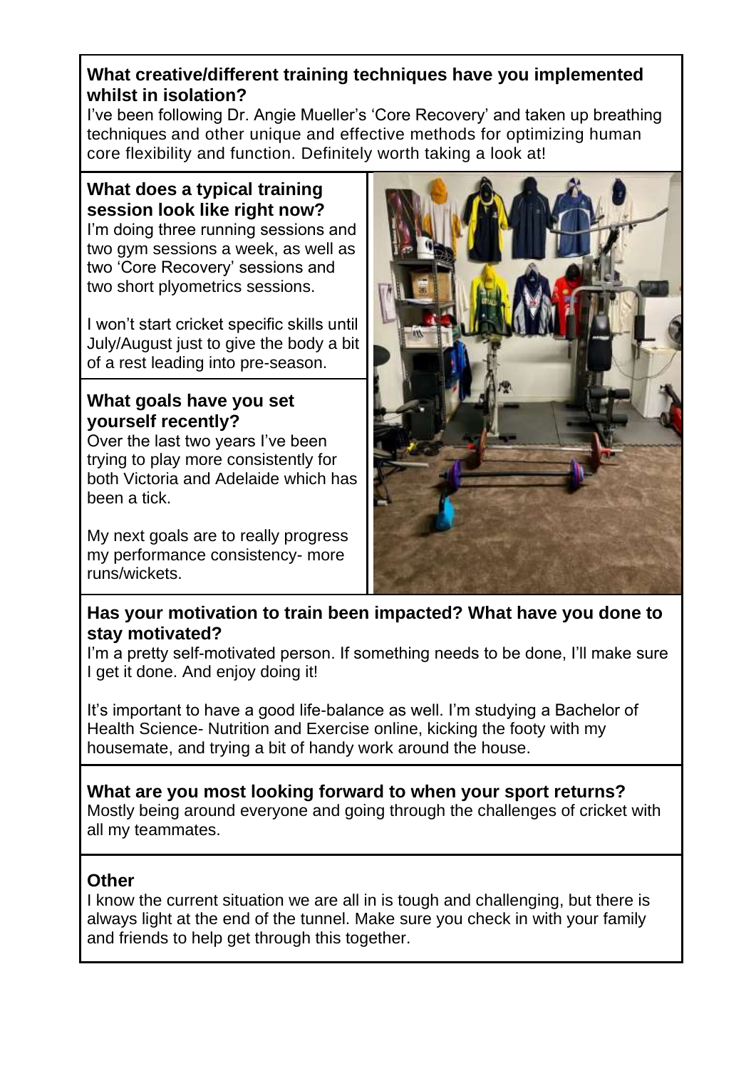### What creative/different training techniques have you implemented whilst in isolation?

I've been following Dr. Angie Mueller's 'Core Recovery' and taken up breathing techniques and other unique and effective methods for optimizing human core flexibility and function. Definitely worth taking a look at!

### What does a typical training session look like right now?

I'm doing three running sessions and two gym sessions a week, as well as two 'Core Recovery' sessions and two short plyometrics sessions.

I won't start cricket specific skills until July/August just to give the body a bit of a rest leading into pre-season.

### What goals have you set yourself recently?

Over the last two years I've been trying to play more consistently for both Victoria and Adelaide which has been a tick.

My next goals are to really progress my performance consistency- more runs/wickets.

### Has your motivation to train been impacted? What have you done to stay motivated?

I'm a pretty self-motivated person. If something needs to be done, I'll make sure I get it done. And enjoy doing it!

It's important to have a good life-balance as well. I'm studying a Bachelor of Health Science- Nutrition and Exercise online, kicking the footy with my housemate, and trying a bit of handy work around the house.

### What are you most looking forward to when your sport returns?

Mostly being around everyone and going through the challenges of cricket with all my teammates.

### Other

I know the current situation we are all in is tough and challenging, but there is always light at the end of the tunnel. Make sure you check in with your family and friends to help get through this together.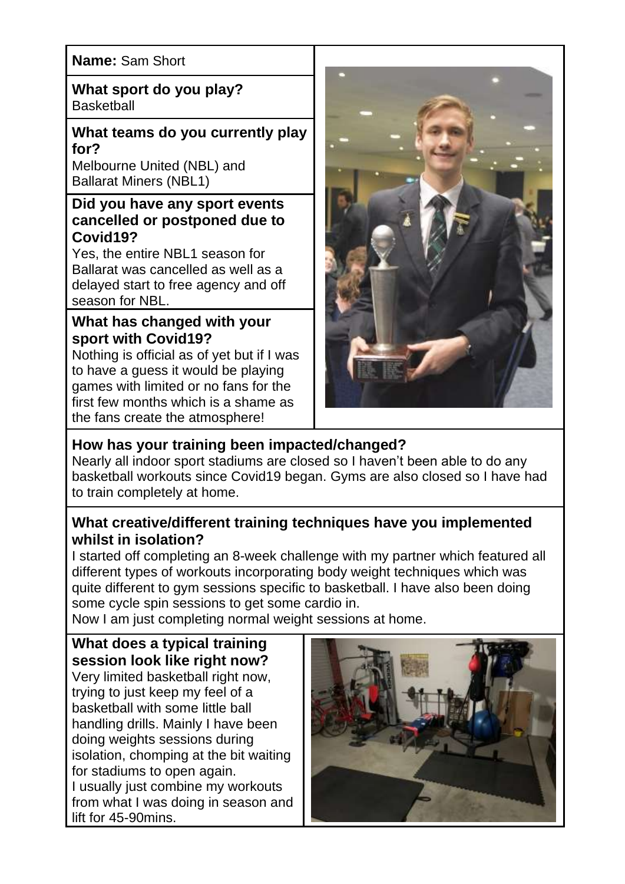**Name:** Sam Short

**What sport do you play?**
Basketball

**What teams do you currently play for?**
Melbourne United (NBL) and Ballarat Miners (NBL1)

**Did you have any sport events cancelled or postponed due to Covid19?**
Yes, the entire NBL1 season for Ballarat was cancelled as well as a delayed start to free agency and off season for NBL.

**What has changed with your sport with Covid19?**
Nothing is official as of yet but if I was to have a guess it would be playing games with limited or no fans for the first few months which is a shame as the fans create the atmosphere!

**How has your training been impacted/changed?**
Nearly all indoor sport stadiums are closed so I haven't been able to do any basketball workouts since Covid19 began. Gyms are also closed so I have had to train completely at home.

**What creative/different training techniques have you implemented whilst in isolation?**
I started off completing an 8-week challenge with my partner which featured all different types of workouts incorporating body weight techniques which was quite different to gym sessions specific to basketball. I have also been doing some cycle spin sessions to get some cardio in.
Now I am just completing normal weight sessions at home.

**What does a typical training session look like right now?**
Very limited basketball right now, trying to just keep my feel of a basketball with some little ball handling drills. Mainly I have been doing weights sessions during isolation, chomping at the bit waiting for stadiums to open again.
I usually just combine my workouts from what I was doing in season and lift for 45-90mins.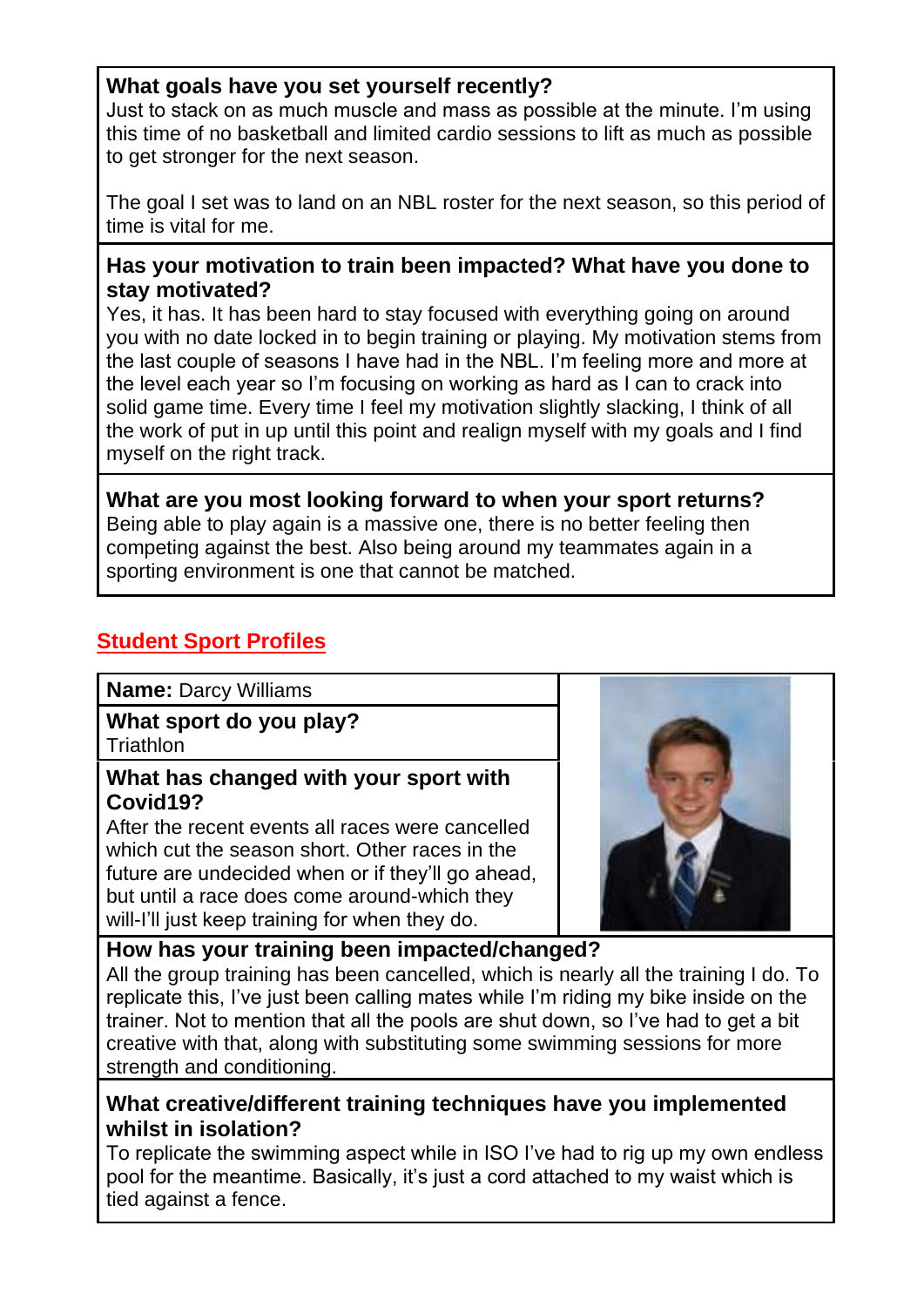**What goals have you set yourself recently?**
Just to stack on as much muscle and mass as possible at the minute. I'm using this time of no basketball and limited cardio sessions to lift as much as possible to get stronger for the next season.

The goal I set was to land on an NBL roster for the next season, so this period of time is vital for me.

**Has your motivation to train been impacted? What have you done to stay motivated?**
Yes, it has. It has been hard to stay focused with everything going on around you with no date locked in to begin training or playing. My motivation stems from the last couple of seasons I have had in the NBL. I'm feeling more and more at the level each year so I'm focusing on working as hard as I can to crack into solid game time. Every time I feel my motivation slightly slacking, I think of all the work of put in up until this point and realign myself with my goals and I find myself on the right track.

**What are you most looking forward to when your sport returns?**
Being able to play again is a massive one, there is no better feeling then competing against the best. Also being around my teammates again in a sporting environment is one that cannot be matched.

## Student Sport Profiles

**Name:** Darcy Williams

**What sport do you play?**
Triathlon

**What has changed with your sport with Covid19?**
After the recent events all races were cancelled which cut the season short. Other races in the future are undecided when or if they'll go ahead, but until a race does come around-which they will-I'll just keep training for when they do.

**How has your training been impacted/changed?**
All the group training has been cancelled, which is nearly all the training I do. To replicate this, I've just been calling mates while I'm riding my bike inside on the trainer. Not to mention that all the pools are shut down, so I've had to get a bit creative with that, along with substituting some swimming sessions for more strength and conditioning.

**What creative/different training techniques have you implemented whilst in isolation?**
To replicate the swimming aspect while in ISO I've had to rig up my own endless pool for the meantime. Basically, it's just a cord attached to my waist which is tied against a fence.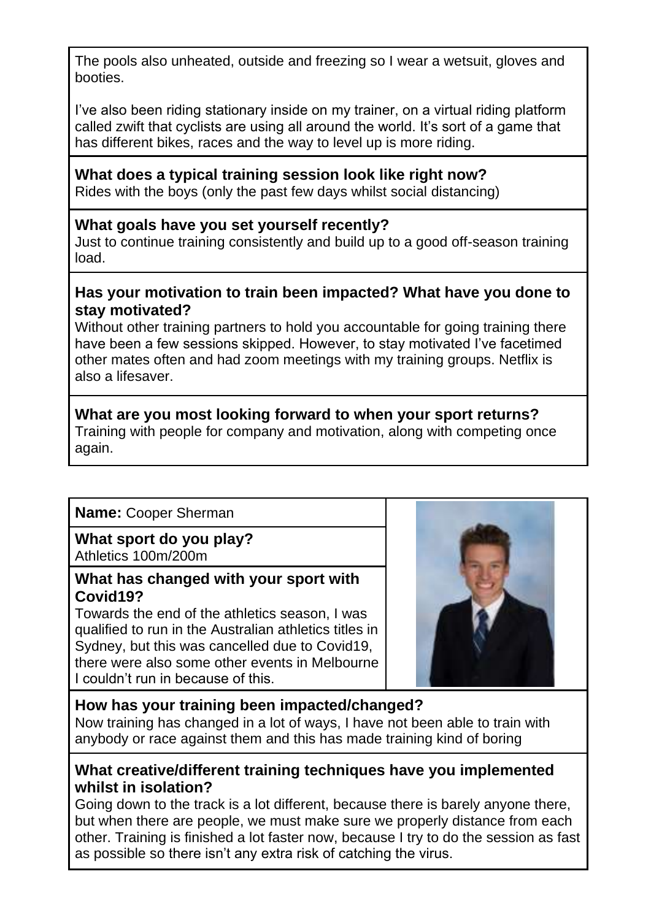The pools also unheated, outside and freezing so I wear a wetsuit, gloves and booties.

I've also been riding stationary inside on my trainer, on a virtual riding platform called zwift that cyclists are using all around the world. It's sort of a game that has different bikes, races and the way to level up is more riding.

**What does a typical training session look like right now?**
Rides with the boys (only the past few days whilst social distancing)

**What goals have you set yourself recently?**
Just to continue training consistently and build up to a good off-season training load.

**Has your motivation to train been impacted? What have you done to stay motivated?**
Without other training partners to hold you accountable for going training there have been a few sessions skipped. However, to stay motivated I've facetimed other mates often and had zoom meetings with my training groups. Netflix is also a lifesaver.

**What are you most looking forward to when your sport returns?**
Training with people for company and motivation, along with competing once again.

**Name:** Cooper Sherman

**What sport do you play?**
Athletics 100m/200m

**What has changed with your sport with Covid19?**
Towards the end of the athletics season, I was qualified to run in the Australian athletics titles in Sydney, but this was cancelled due to Covid19, there were also some other events in Melbourne I couldn't run in because of this.

**How has your training been impacted/changed?**
Now training has changed in a lot of ways, I have not been able to train with anybody or race against them and this has made training kind of boring

**What creative/different training techniques have you implemented whilst in isolation?**
Going down to the track is a lot different, because there is barely anyone there, but when there are people, we must make sure we properly distance from each other. Training is finished a lot faster now, because I try to do the session as fast as possible so there isn't any extra risk of catching the virus.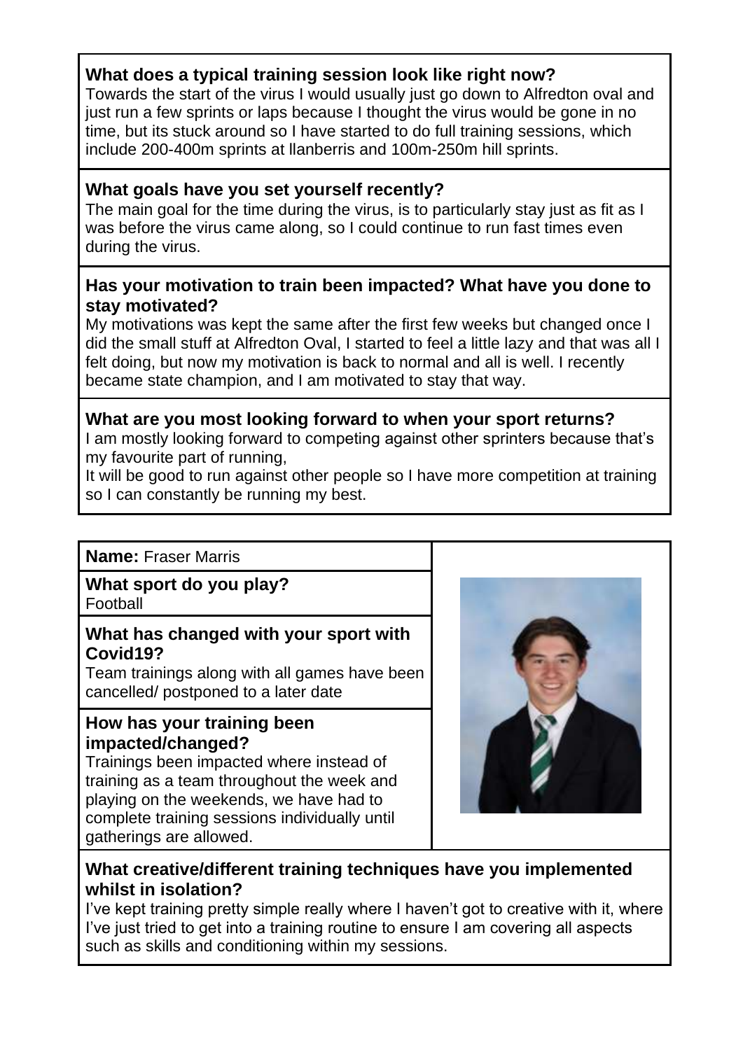**What does a typical training session look like right now?**

Towards the start of the virus I would usually just go down to Alfredton oval and just run a few sprints or laps because I thought the virus would be gone in no time, but its stuck around so I have started to do full training sessions, which include 200-400m sprints at llanberris and 100m-250m hill sprints.

**What goals have you set yourself recently?**

The main goal for the time during the virus, is to particularly stay just as fit as I was before the virus came along, so I could continue to run fast times even during the virus.

**Has your motivation to train been impacted? What have you done to stay motivated?**

My motivations was kept the same after the first few weeks but changed once I did the small stuff at Alfredton Oval, I started to feel a little lazy and that was all I felt doing, but now my motivation is back to normal and all is well. I recently became state champion, and I am motivated to stay that way.

**What are you most looking forward to when your sport returns?**

I am mostly looking forward to competing against other sprinters because that's my favourite part of running,

It will be good to run against other people so I have more competition at training so I can constantly be running my best.

---

**Name:** Fraser Marris

**What sport do you play?**

Football

**What has changed with your sport with Covid19?**

Team trainings along with all games have been cancelled/ postponed to a later date

**How has your training been impacted/changed?**

Trainings been impacted where instead of training as a team throughout the week and playing on the weekends, we have had to complete training sessions individually until gatherings are allowed.

**What creative/different training techniques have you implemented whilst in isolation?**

I've kept training pretty simple really where I haven't got to creative with it, where I've just tried to get into a training routine to ensure I am covering all aspects such as skills and conditioning within my sessions.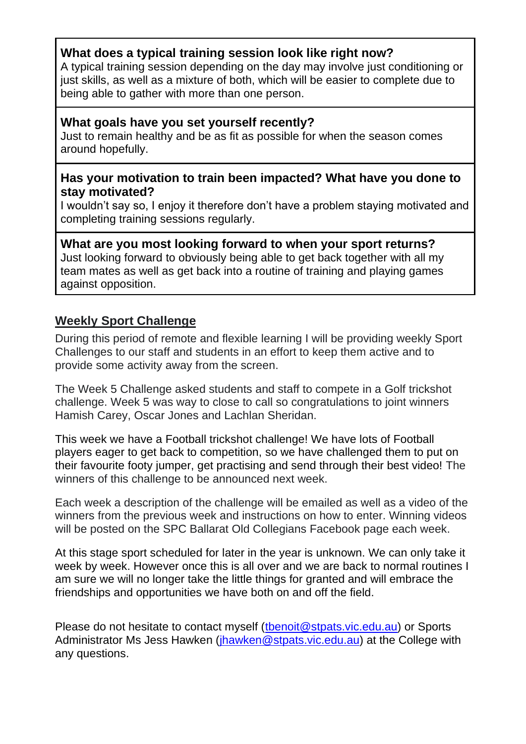**What does a typical training session look like right now?**
A typical training session depending on the day may involve just conditioning or just skills, as well as a mixture of both, which will be easier to complete due to being able to gather with more than one person.

**What goals have you set yourself recently?**
Just to remain healthy and be as fit as possible for when the season comes around hopefully.

**Has your motivation to train been impacted? What have you done to stay motivated?**
I wouldn't say so, I enjoy it therefore don't have a problem staying motivated and completing training sessions regularly.

**What are you most looking forward to when your sport returns?**
Just looking forward to obviously being able to get back together with all my team mates as well as get back into a routine of training and playing games against opposition.

## Weekly Sport Challenge

During this period of remote and flexible learning I will be providing weekly Sport Challenges to our staff and students in an effort to keep them active and to provide some activity away from the screen.

The Week 5 Challenge asked students and staff to compete in a Golf trickshot challenge. Week 5 was way to close to call so congratulations to joint winners Hamish Carey, Oscar Jones and Lachlan Sheridan.

This week we have a Football trickshot challenge! We have lots of Football players eager to get back to competition, so we have challenged them to put on their favourite footy jumper, get practising and send through their best video! The winners of this challenge to be announced next week.

Each week a description of the challenge will be emailed as well as a video of the winners from the previous week and instructions on how to enter. Winning videos will be posted on the SPC Ballarat Old Collegians Facebook page each week.

At this stage sport scheduled for later in the year is unknown. We can only take it week by week. However once this is all over and we are back to normal routines I am sure we will no longer take the little things for granted and will embrace the friendships and opportunities we have both on and off the field.

Please do not hesitate to contact myself (tbenoit@stpats.vic.edu.au) or Sports Administrator Ms Jess Hawken (jhawken@stpats.vic.edu.au) at the College with any questions.